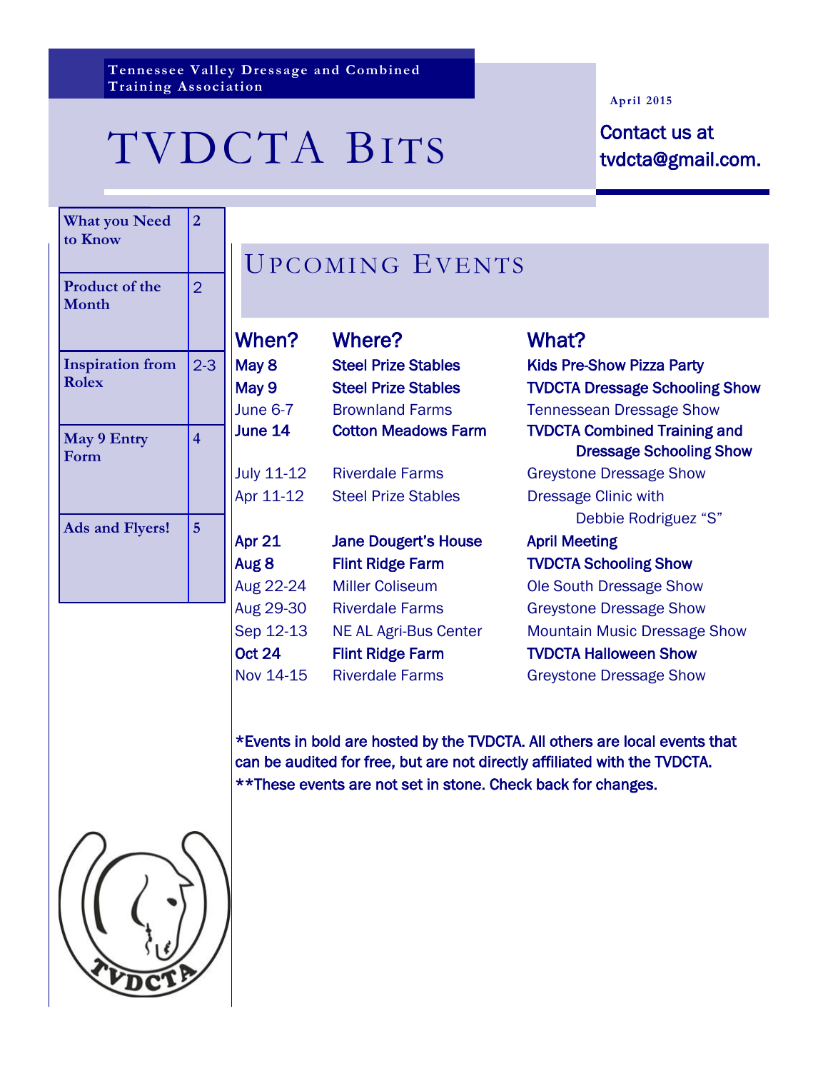Tennessee Valley Dressage and Combined Training Association

# TVDCTA Bits

April 2015

Contact us at tvdcta@gmail.com.

| | |
|---|---|
| What you Need to Know | 2 |
| Product of the Month | 2 |
| Inspiration from Rolex | 2-3 |
| May 9 Entry Form | 4 |
| Ads and Flyers! | 5 |

## Upcoming Events

| When? | Where? | What? |
|---|---|---|
| **May 8** | **Steel Prize Stables** | **Kids Pre-Show Pizza Party** |
| **May 9** | **Steel Prize Stables** | **TVDCTA Dressage Schooling Show** |
| June 6-7 | Brownland Farms | Tennessean Dressage Show |
| **June 14** | **Cotton Meadows Farm** | **TVDCTA Combined Training and Dressage Schooling Show** |
| July 11-12 | Riverdale Farms | Greystone Dressage Show |
| Apr 11-12 | Steel Prize Stables | Dressage Clinic with Debbie Rodriguez "S" |
| **Apr 21** | **Jane Dougert's House** | **April Meeting** |
| **Aug 8** | **Flint Ridge Farm** | **TVDCTA Schooling Show** |
| Aug 22-24 | Miller Coliseum | Ole South Dressage Show |
| Aug 29-30 | Riverdale Farms | Greystone Dressage Show |
| Sep 12-13 | NE AL Agri-Bus Center | Mountain Music Dressage Show |
| **Oct 24** | **Flint Ridge Farm** | **TVDCTA Halloween Show** |
| Nov 14-15 | Riverdale Farms | Greystone Dressage Show |

*Events in bold are hosted by the TVDCTA. All others are local events that can be audited for free, but are not directly affiliated with the TVDCTA.

**These events are not set in stone. Check back for changes.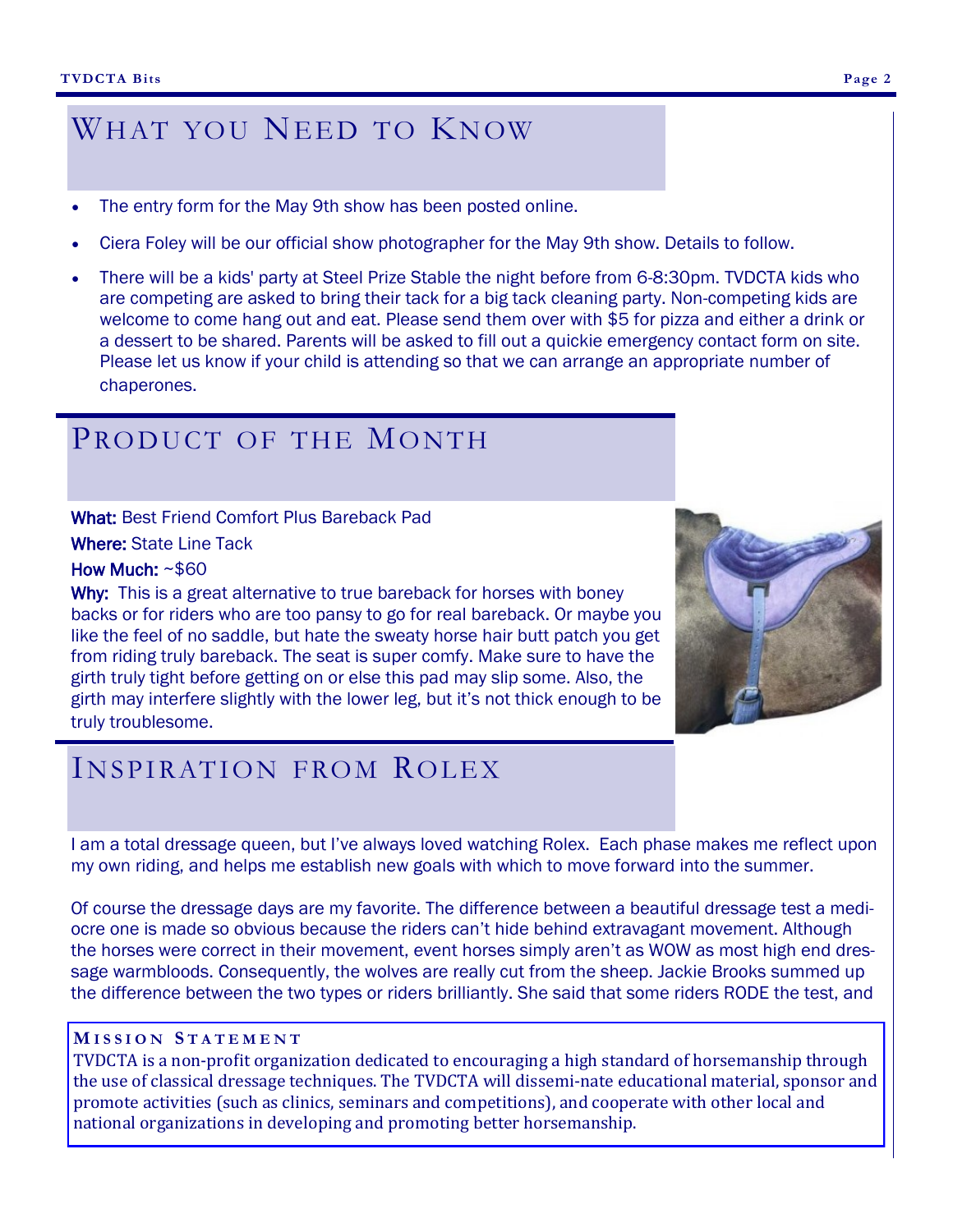## What you Need to Know

- The entry form for the May 9th show has been posted online.
- Ciera Foley will be our official show photographer for the May 9th show. Details to follow.
- There will be a kids' party at Steel Prize Stable the night before from 6-8:30pm. TVDCTA kids who are competing are asked to bring their tack for a big tack cleaning party. Non-competing kids are welcome to come hang out and eat. Please send them over with $5 for pizza and either a drink or a dessert to be shared. Parents will be asked to fill out a quickie emergency contact form on site. Please let us know if your child is attending so that we can arrange an appropriate number of chaperones.

## Product of the Month

**What:** Best Friend Comfort Plus Bareback Pad

**Where:** State Line Tack

**How Much:** ~$60

**Why:** This is a great alternative to true bareback for horses with boney backs or for riders who are too pansy to go for real bareback. Or maybe you like the feel of no saddle, but hate the sweaty horse hair butt patch you get from riding truly bareback. The seat is super comfy. Make sure to have the girth truly tight before getting on or else this pad may slip some. Also, the girth may interfere slightly with the lower leg, but it's not thick enough to be truly troublesome.

## Inspiration from Rolex

I am a total dressage queen, but I've always loved watching Rolex. Each phase makes me reflect upon my own riding, and helps me establish new goals with which to move forward into the summer.

Of course the dressage days are my favorite. The difference between a beautiful dressage test a medi-ocre one is made so obvious because the riders can't hide behind extravagant movement. Although the horses were correct in their movement, event horses simply aren't as WOW as most high end dres-sage warmbloods. Consequently, the wolves are really cut from the sheep. Jackie Brooks summed up the difference between the two types or riders brilliantly. She said that some riders RODE the test, and

### Mission Statement

TVDCTA is a non-profit organization dedicated to encouraging a high standard of horsemanship through the use of classical dressage techniques. The TVDCTA will dissemi-nate educational material, sponsor and promote activities (such as clinics, seminars and competitions), and cooperate with other local and national organizations in developing and promoting better horsemanship.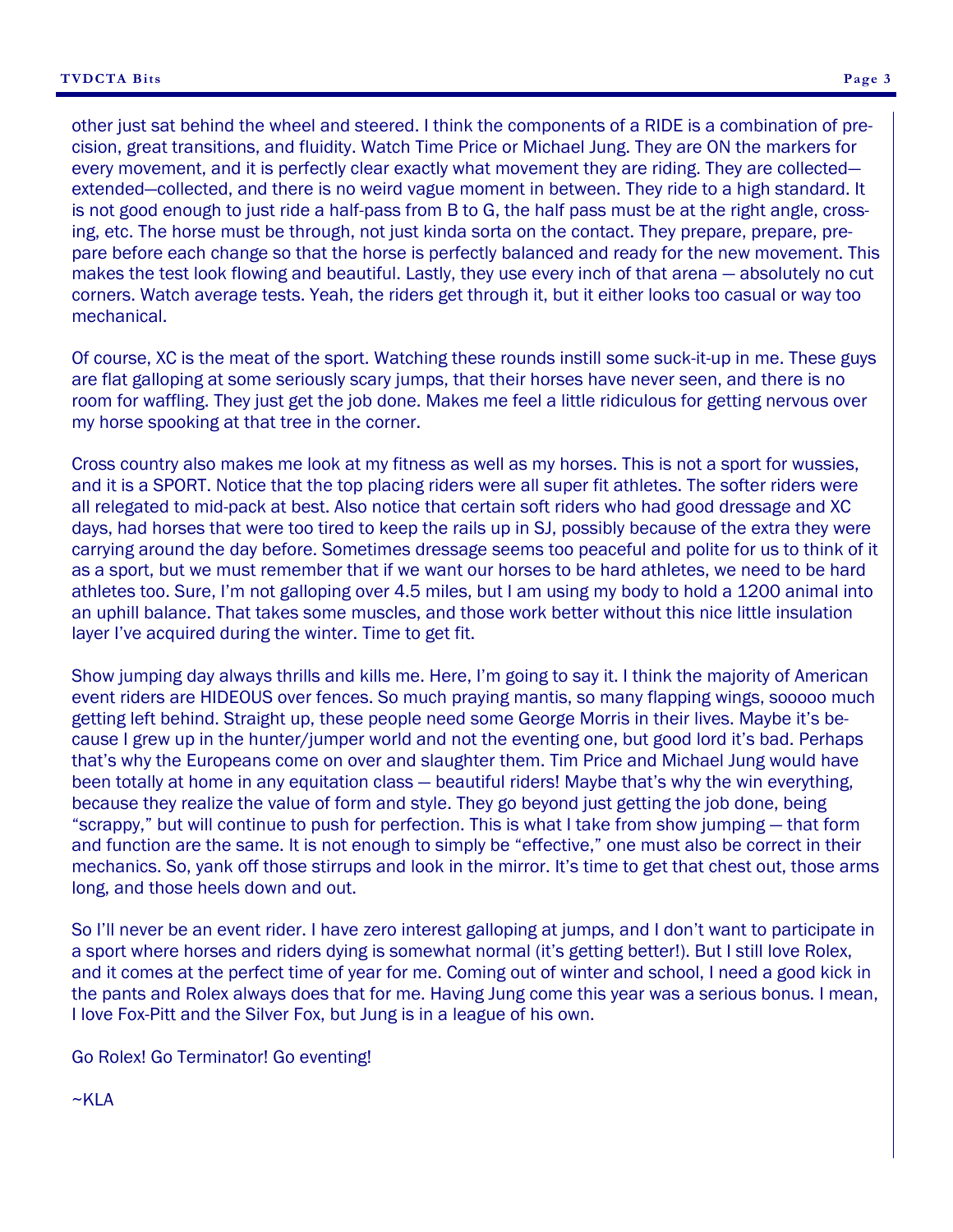other just sat behind the wheel and steered. I think the components of a RIDE is a combination of precision, great transitions, and fluidity. Watch Time Price or Michael Jung. They are ON the markers for every movement, and it is perfectly clear exactly what movement they are riding. They are collected—extended—collected, and there is no weird vague moment in between. They ride to a high standard. It is not good enough to just ride a half-pass from B to G, the half pass must be at the right angle, crossing, etc. The horse must be through, not just kinda sorta on the contact. They prepare, prepare, prepare before each change so that the horse is perfectly balanced and ready for the new movement. This makes the test look flowing and beautiful. Lastly, they use every inch of that arena — absolutely no cut corners. Watch average tests. Yeah, the riders get through it, but it either looks too casual or way too mechanical.

Of course, XC is the meat of the sport. Watching these rounds instill some suck-it-up in me. These guys are flat galloping at some seriously scary jumps, that their horses have never seen, and there is no room for waffling. They just get the job done. Makes me feel a little ridiculous for getting nervous over my horse spooking at that tree in the corner.

Cross country also makes me look at my fitness as well as my horses. This is not a sport for wussies, and it is a SPORT. Notice that the top placing riders were all super fit athletes. The softer riders were all relegated to mid-pack at best. Also notice that certain soft riders who had good dressage and XC days, had horses that were too tired to keep the rails up in SJ, possibly because of the extra they were carrying around the day before. Sometimes dressage seems too peaceful and polite for us to think of it as a sport, but we must remember that if we want our horses to be hard athletes, we need to be hard athletes too. Sure, I'm not galloping over 4.5 miles, but I am using my body to hold a 1200 animal into an uphill balance. That takes some muscles, and those work better without this nice little insulation layer I've acquired during the winter. Time to get fit.

Show jumping day always thrills and kills me. Here, I'm going to say it. I think the majority of American event riders are HIDEOUS over fences. So much praying mantis, so many flapping wings, sooooo much getting left behind. Straight up, these people need some George Morris in their lives. Maybe it's because I grew up in the hunter/jumper world and not the eventing one, but good lord it's bad. Perhaps that's why the Europeans come on over and slaughter them. Tim Price and Michael Jung would have been totally at home in any equitation class — beautiful riders! Maybe that's why the win everything, because they realize the value of form and style. They go beyond just getting the job done, being "scrappy," but will continue to push for perfection. This is what I take from show jumping — that form and function are the same. It is not enough to simply be "effective," one must also be correct in their mechanics. So, yank off those stirrups and look in the mirror. It's time to get that chest out, those arms long, and those heels down and out.

So I'll never be an event rider. I have zero interest galloping at jumps, and I don't want to participate in a sport where horses and riders dying is somewhat normal (it's getting better!). But I still love Rolex, and it comes at the perfect time of year for me. Coming out of winter and school, I need a good kick in the pants and Rolex always does that for me. Having Jung come this year was a serious bonus. I mean, I love Fox-Pitt and the Silver Fox, but Jung is in a league of his own.

Go Rolex! Go Terminator! Go eventing!

~KLA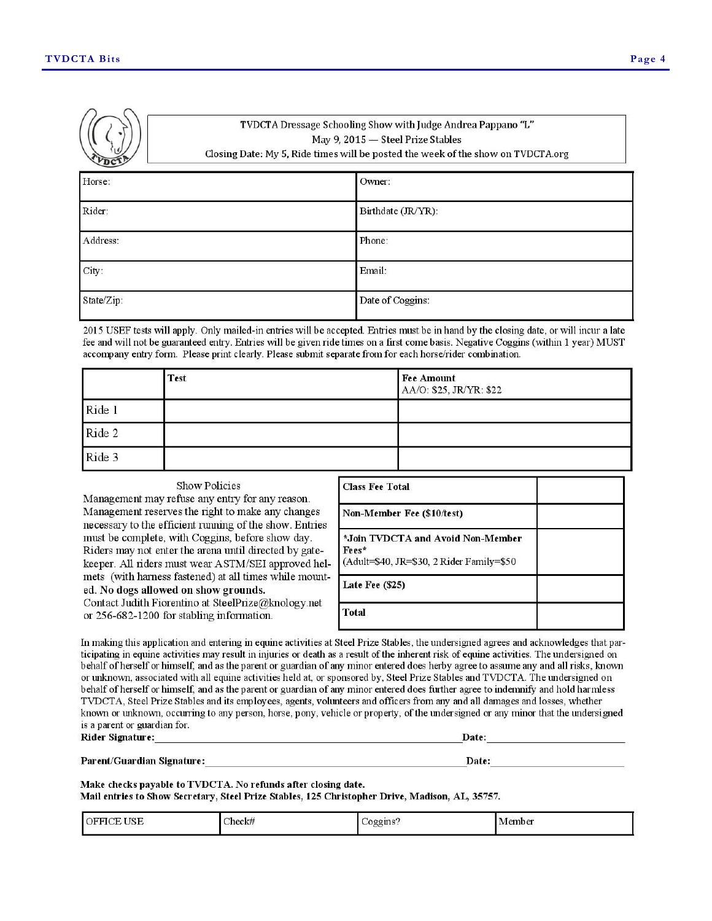**TVDCTA Dressage Schooling Show with Judge Andrea Pappano "L"**

May 9, 2015 — Steel Prize Stables

Closing Date: My 5, Ride times will be posted the week of the show on TVDCTA.org

| Horse: | Owner: |
|---|---|
| Rider: | Birthdate (JR/YR): |
| Address: | Phone: |
| City: | Email: |
| State/Zip: | Date of Coggins: |

2015 USEF tests will apply. Only mailed-in entries will be accepted. Entries must be in hand by the closing date, or will incur a late fee and will not be guaranteed entry. Entries will be given ride times on a first come basis. Negative Coggins (within 1 year) MUST accompany entry form. Please print clearly. Please submit separate from for each horse/rider combination.

| | Test | Fee Amount AA/O: $25, JR/YR: $22 |
|---|---|---|
| Ride 1 | | |
| Ride 2 | | |
| Ride 3 | | |

Show Policies

Management may refuse any entry for any reason. Management reserves the right to make any changes necessary to the efficient running of the show. Entries must be complete, with Coggins, before show day. Riders may not enter the arena until directed by gatekeeper. All riders must wear ASTM/SEI approved helmets (with harness fastened) at all times while mounted. **No dogs allowed on show grounds.** Contact Judith Fiorentino at SteelPrize@knology.net or 256-682-1200 for stabling information.

| Class Fee Total | |
|---|---|
| Non-Member Fee ($10/test) | |
| *Join TVDCTA and Avoid Non-Member Fees* (Adult=$40, JR=$30, 2 Rider Family=$50 | |
| Late Fee ($25) | |
| Total | |

In making this application and entering in equine activities at Steel Prize Stables, the undersigned agrees and acknowledges that participating in equine activities may result in injuries or death as a result of the inherent risk of equine activities. The undersigned on behalf of herself or himself, and as the parent or guardian of any minor entered does herby agree to assume any and all risks, known or unknown, associated with all equine activities held at, or sponsored by, Steel Prize Stables and TVDCTA. The undersigned on behalf of herself or himself, and as the parent or guardian of any minor entered does further agree to indemnify and hold harmless TVDCTA, Steel Prize Stables and its employees, agents, volunteers and officers from any and all damages and losses, whether known or unknown, occurring to any person, horse, pony, vehicle or property, of the undersigned or any minor that the undersigned is a parent or guardian for.

**Rider Signature:**______________________________ **Date:**______________

**Parent/Guardian Signature:**______________________________ **Date:**______________

**Make checks payable to TVDCTA. No refunds after closing date.**
**Mail entries to Show Secretary, Steel Prize Stables, 125 Christopher Drive, Madison, AL, 35757.**

| OFFICE USE | Check# | Coggins? | Member |
|---|---|---|---|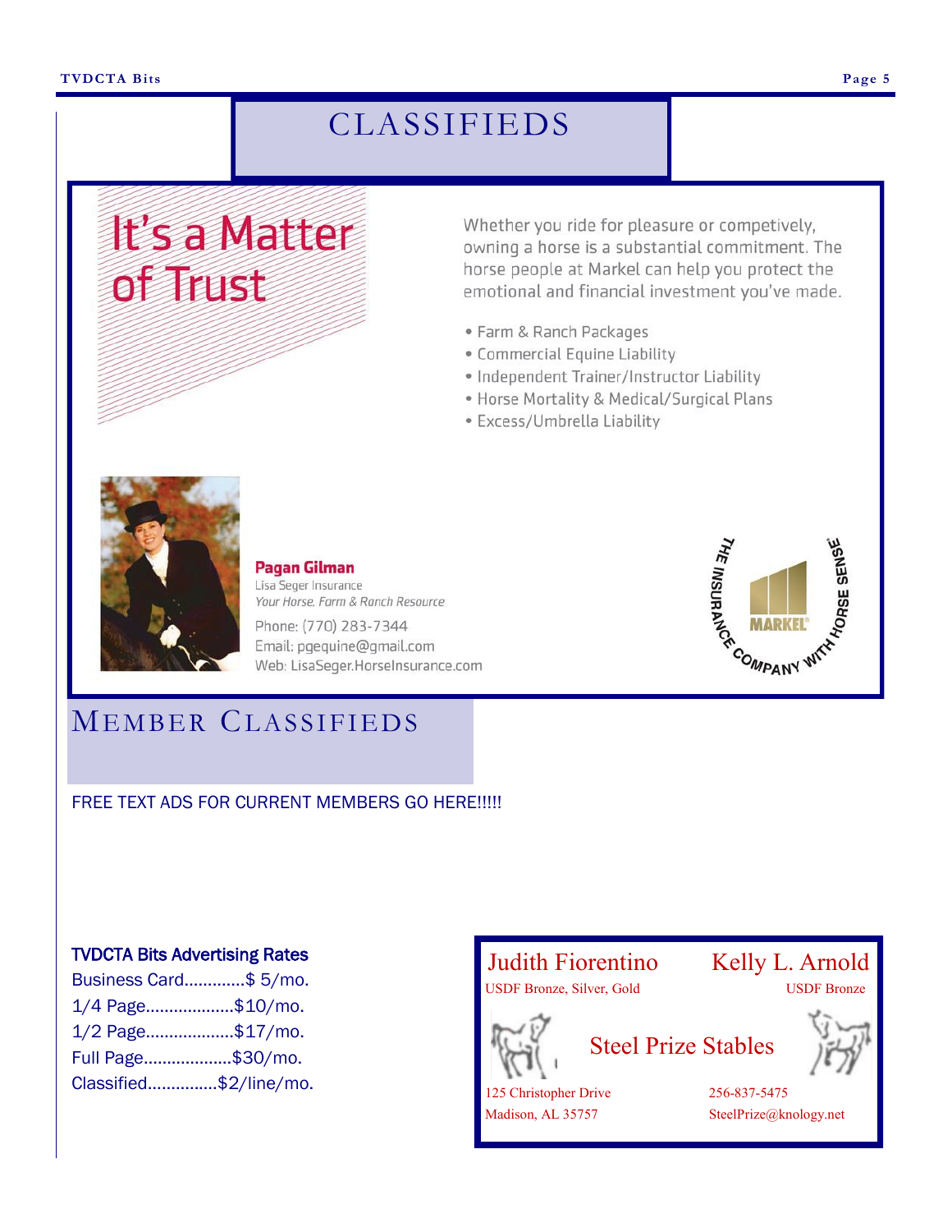# CLASSIFIEDS

## It's a Matter of Trust

Whether you ride for pleasure or competively, owning a horse is a substantial commitment. The horse people at Markel can help you protect the emotional and financial investment you've made.

- Farm & Ranch Packages
- Commercial Equine Liability
- Independent Trainer/Instructor Liability
- Horse Mortality & Medical/Surgical Plans
- Excess/Umbrella Liability

**Pagan Gilman**
Lisa Seger Insurance
*Your Horse, Farm & Ranch Resource*
Phone: (770) 283-7344
Email: pgequine@gmail.com
Web: LisaSeger.HorseInsurance.com

MARKEL® — THE INSURANCE COMPANY WITH HORSE SENSE®

## MEMBER CLASSIFIEDS

FREE TEXT ADS FOR CURRENT MEMBERS GO HERE!!!!!

**TVDCTA Bits Advertising Rates**

Business Card.............$ 5/mo.
1/4 Page...................$10/mo.
1/2 Page...................$17/mo.
Full Page...................$30/mo.
Classified...............$2/line/mo.

Judith Fiorentino — USDF Bronze, Silver, Gold
Kelly L. Arnold — USDF Bronze

**Steel Prize Stables**

125 Christopher Drive
Madison, AL 35757

256-837-5475
SteelPrize@knology.net